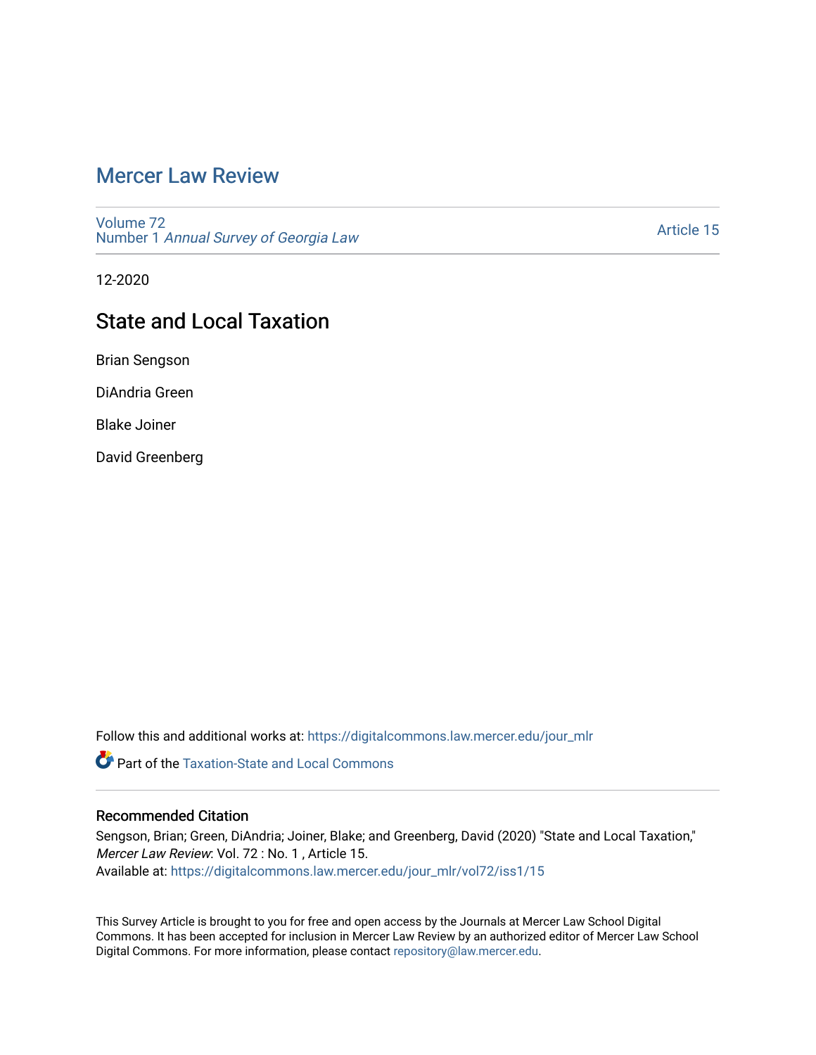# Mercer Law Review

Volume 72
Number 1 *Annual Survey of Georgia Law*

Article 15

12-2020

## State and Local Taxation

Brian Sengson

DiAndria Green

Blake Joiner

David Greenberg

Follow this and additional works at: https://digitalcommons.law.mercer.edu/jour_mlr

Part of the Taxation-State and Local Commons

### Recommended Citation

Sengson, Brian; Green, DiAndria; Joiner, Blake; and Greenberg, David (2020) "State and Local Taxation," *Mercer Law Review*: Vol. 72 : No. 1 , Article 15.
Available at: https://digitalcommons.law.mercer.edu/jour_mlr/vol72/iss1/15

This Survey Article is brought to you for free and open access by the Journals at Mercer Law School Digital Commons. It has been accepted for inclusion in Mercer Law Review by an authorized editor of Mercer Law School Digital Commons. For more information, please contact repository@law.mercer.edu.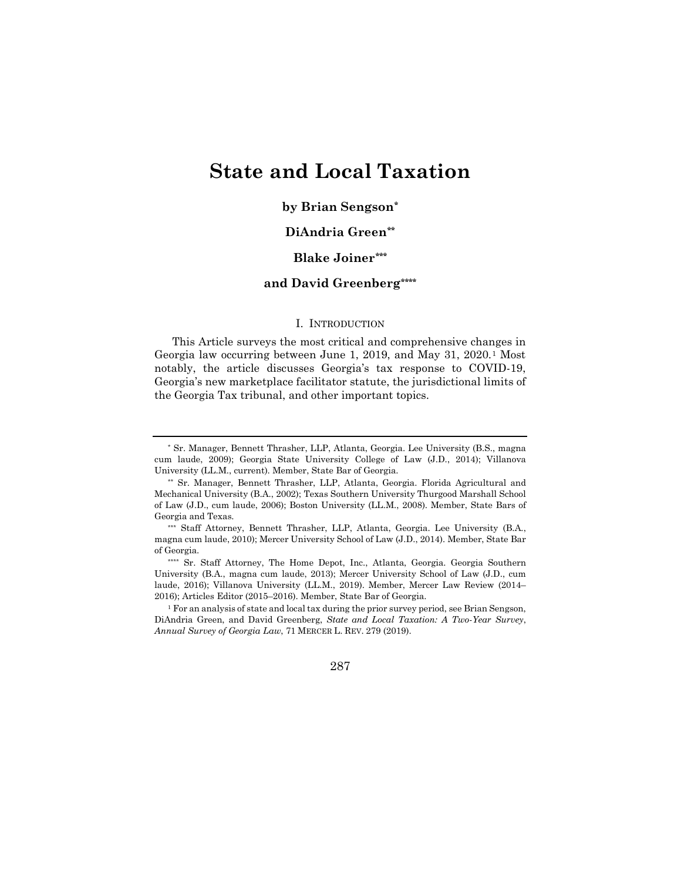# State and Local Taxation

**by Brian Sengson[*]**

**DiAndria Green[**]**

**Blake Joiner[***]**

**and David Greenberg[****]**

## I. INTRODUCTION

This Article surveys the most critical and comprehensive changes in Georgia law occurring between June 1, 2019, and May 31, 2020.[1] Most notably, the article discusses Georgia's tax response to COVID-19, Georgia's new marketplace facilitator statute, the jurisdictional limits of the Georgia Tax tribunal, and other important topics.

---

[*] Sr. Manager, Bennett Thrasher, LLP, Atlanta, Georgia. Lee University (B.S., magna cum laude, 2009); Georgia State University College of Law (J.D., 2014); Villanova University (LL.M., current). Member, State Bar of Georgia.

[**] Sr. Manager, Bennett Thrasher, LLP, Atlanta, Georgia. Florida Agricultural and Mechanical University (B.A., 2002); Texas Southern University Thurgood Marshall School of Law (J.D., cum laude, 2006); Boston University (LL.M., 2008). Member, State Bars of Georgia and Texas.

[***] Staff Attorney, Bennett Thrasher, LLP, Atlanta, Georgia. Lee University (B.A., magna cum laude, 2010); Mercer University School of Law (J.D., 2014). Member, State Bar of Georgia.

[****] Sr. Staff Attorney, The Home Depot, Inc., Atlanta, Georgia. Georgia Southern University (B.A., magna cum laude, 2013); Mercer University School of Law (J.D., cum laude, 2016); Villanova University (LL.M., 2019). Member, Mercer Law Review (2014–2016); Articles Editor (2015–2016). Member, State Bar of Georgia.

[1] For an analysis of state and local tax during the prior survey period, see Brian Sengson, DiAndria Green, and David Greenberg, *State and Local Taxation: A Two-Year Survey*, *Annual Survey of Georgia Law*, 71 MERCER L. REV. 279 (2019).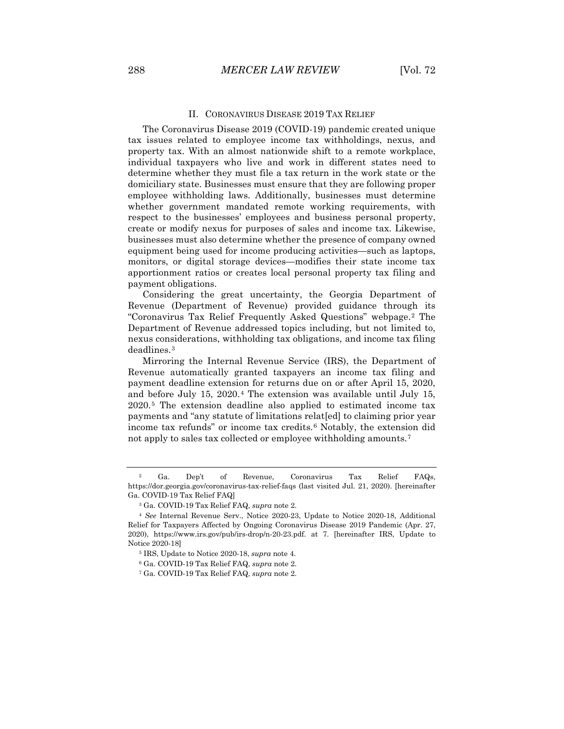## II. CORONAVIRUS DISEASE 2019 TAX RELIEF

The Coronavirus Disease 2019 (COVID-19) pandemic created unique tax issues related to employee income tax withholdings, nexus, and property tax. With an almost nationwide shift to a remote workplace, individual taxpayers who live and work in different states need to determine whether they must file a tax return in the work state or the domiciliary state. Businesses must ensure that they are following proper employee withholding laws. Additionally, businesses must determine whether government mandated remote working requirements, with respect to the businesses' employees and business personal property, create or modify nexus for purposes of sales and income tax. Likewise, businesses must also determine whether the presence of company owned equipment being used for income producing activities—such as laptops, monitors, or digital storage devices—modifies their state income tax apportionment ratios or creates local personal property tax filing and payment obligations.

Considering the great uncertainty, the Georgia Department of Revenue (Department of Revenue) provided guidance through its "Coronavirus Tax Relief Frequently Asked Questions" webpage.[2] The Department of Revenue addressed topics including, but not limited to, nexus considerations, withholding tax obligations, and income tax filing deadlines.[3]

Mirroring the Internal Revenue Service (IRS), the Department of Revenue automatically granted taxpayers an income tax filing and payment deadline extension for returns due on or after April 15, 2020, and before July 15, 2020.[4] The extension was available until July 15, 2020.[5] The extension deadline also applied to estimated income tax payments and "any statute of limitations relat[ed] to claiming prior year income tax refunds" or income tax credits.[6] Notably, the extension did not apply to sales tax collected or employee withholding amounts.[7]

---

[2] Ga. Dep't of Revenue, Coronavirus Tax Relief FAQs, https://dor.georgia.gov/coronavirus-tax-relief-faqs (last visited Jul. 21, 2020). [hereinafter Ga. COVID-19 Tax Relief FAQ]

[3] Ga. COVID-19 Tax Relief FAQ, *supra* note 2.

[4] *See* Internal Revenue Serv., Notice 2020-23, Update to Notice 2020-18, Additional Relief for Taxpayers Affected by Ongoing Coronavirus Disease 2019 Pandemic (Apr. 27, 2020), https://www.irs.gov/pub/irs-drop/n-20-23.pdf. at 7. [hereinafter IRS, Update to Notice 2020-18]

[5] IRS, Update to Notice 2020-18, *supra* note 4.

[6] Ga. COVID-19 Tax Relief FAQ, *supra* note 2.

[7] Ga. COVID-19 Tax Relief FAQ, *supra* note 2.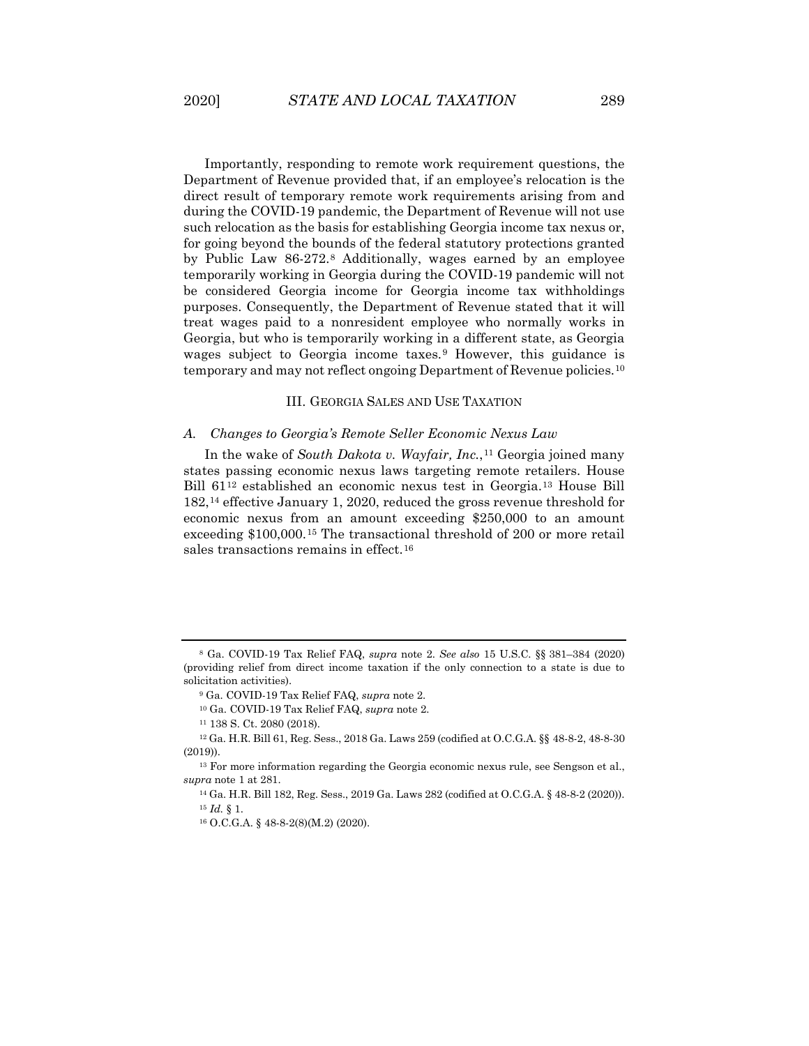Importantly, responding to remote work requirement questions, the Department of Revenue provided that, if an employee's relocation is the direct result of temporary remote work requirements arising from and during the COVID-19 pandemic, the Department of Revenue will not use such relocation as the basis for establishing Georgia income tax nexus or, for going beyond the bounds of the federal statutory protections granted by Public Law 86-272.[8] Additionally, wages earned by an employee temporarily working in Georgia during the COVID-19 pandemic will not be considered Georgia income for Georgia income tax withholdings purposes. Consequently, the Department of Revenue stated that it will treat wages paid to a nonresident employee who normally works in Georgia, but who is temporarily working in a different state, as Georgia wages subject to Georgia income taxes.[9] However, this guidance is temporary and may not reflect ongoing Department of Revenue policies.[10]

## III. GEORGIA SALES AND USE TAXATION

### *A. Changes to Georgia's Remote Seller Economic Nexus Law*

In the wake of *South Dakota v. Wayfair, Inc.*,[11] Georgia joined many states passing economic nexus laws targeting remote retailers. House Bill 61[12] established an economic nexus test in Georgia.[13] House Bill 182,[14] effective January 1, 2020, reduced the gross revenue threshold for economic nexus from an amount exceeding $250,000 to an amount exceeding $100,000.[15] The transactional threshold of 200 or more retail sales transactions remains in effect.[16]

---

[8] Ga. COVID-19 Tax Relief FAQ, *supra* note 2. *See also* 15 U.S.C. §§ 381–384 (2020) (providing relief from direct income taxation if the only connection to a state is due to solicitation activities).

[9] Ga. COVID-19 Tax Relief FAQ, *supra* note 2.

[10] Ga. COVID-19 Tax Relief FAQ, *supra* note 2.

[11] 138 S. Ct. 2080 (2018).

[12] Ga. H.R. Bill 61, Reg. Sess., 2018 Ga. Laws 259 (codified at O.C.G.A. §§ 48-8-2, 48-8-30 (2019)).

[13] For more information regarding the Georgia economic nexus rule, see Sengson et al., *supra* note 1 at 281.

[14] Ga. H.R. Bill 182, Reg. Sess., 2019 Ga. Laws 282 (codified at O.C.G.A. § 48-8-2 (2020)).

[15] *Id.* § 1.

[16] O.C.G.A. § 48-8-2(8)(M.2) (2020).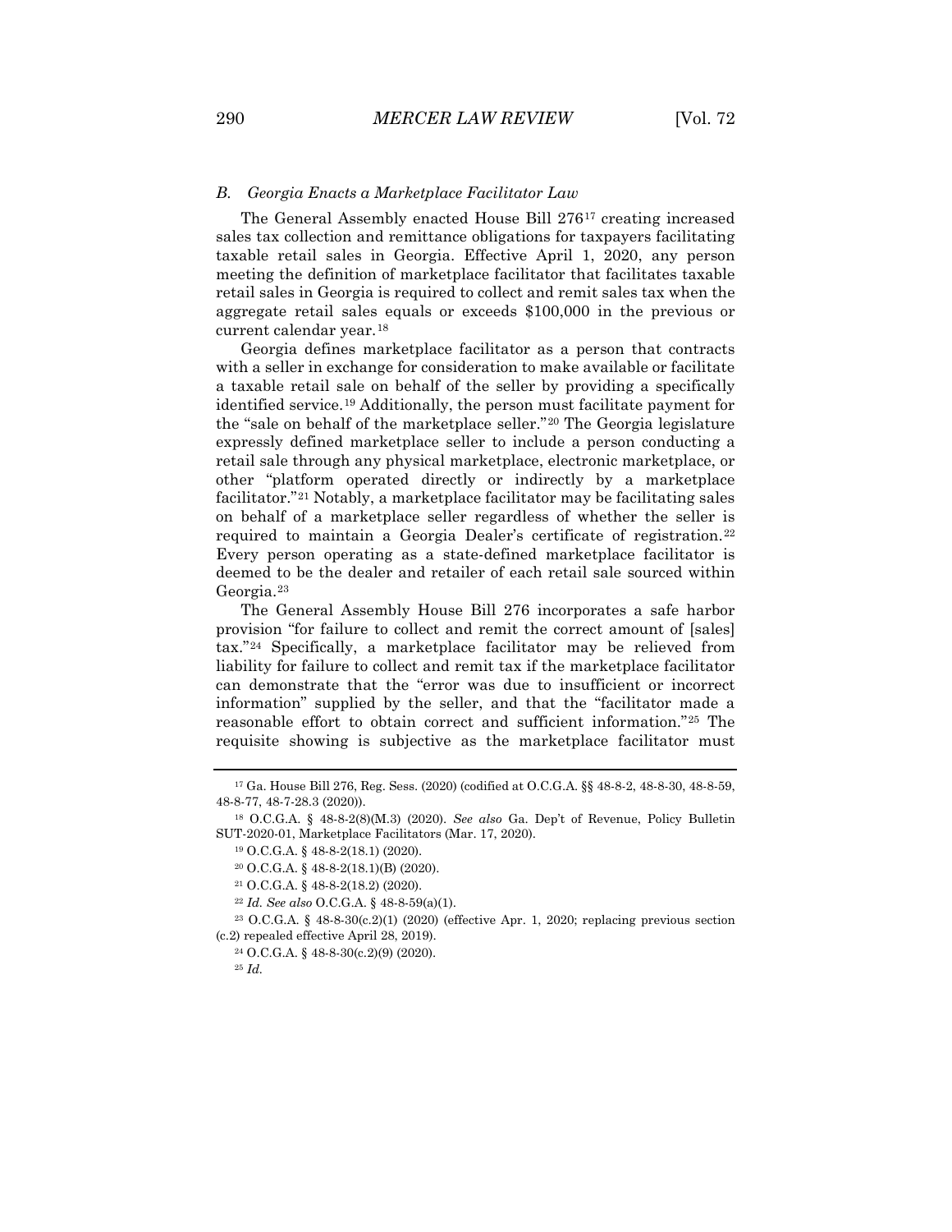### *B. Georgia Enacts a Marketplace Facilitator Law*

The General Assembly enacted House Bill 276[17] creating increased sales tax collection and remittance obligations for taxpayers facilitating taxable retail sales in Georgia. Effective April 1, 2020, any person meeting the definition of marketplace facilitator that facilitates taxable retail sales in Georgia is required to collect and remit sales tax when the aggregate retail sales equals or exceeds $100,000 in the previous or current calendar year.[18]

Georgia defines marketplace facilitator as a person that contracts with a seller in exchange for consideration to make available or facilitate a taxable retail sale on behalf of the seller by providing a specifically identified service.[19] Additionally, the person must facilitate payment for the "sale on behalf of the marketplace seller."[20] The Georgia legislature expressly defined marketplace seller to include a person conducting a retail sale through any physical marketplace, electronic marketplace, or other "platform operated directly or indirectly by a marketplace facilitator."[21] Notably, a marketplace facilitator may be facilitating sales on behalf of a marketplace seller regardless of whether the seller is required to maintain a Georgia Dealer's certificate of registration.[22] Every person operating as a state-defined marketplace facilitator is deemed to be the dealer and retailer of each retail sale sourced within Georgia.[23]

The General Assembly House Bill 276 incorporates a safe harbor provision "for failure to collect and remit the correct amount of [sales] tax."[24] Specifically, a marketplace facilitator may be relieved from liability for failure to collect and remit tax if the marketplace facilitator can demonstrate that the "error was due to insufficient or incorrect information" supplied by the seller, and that the "facilitator made a reasonable effort to obtain correct and sufficient information."[25] The requisite showing is subjective as the marketplace facilitator must

---

[17] Ga. House Bill 276, Reg. Sess. (2020) (codified at O.C.G.A. §§ 48-8-2, 48-8-30, 48-8-59, 48-8-77, 48-7-28.3 (2020)).

[18] O.C.G.A. § 48-8-2(8)(M.3) (2020). *See also* Ga. Dep't of Revenue, Policy Bulletin SUT-2020-01, Marketplace Facilitators (Mar. 17, 2020).

[19] O.C.G.A. § 48-8-2(18.1) (2020).

[20] O.C.G.A. § 48-8-2(18.1)(B) (2020).

[21] O.C.G.A. § 48-8-2(18.2) (2020).

[22] *Id. See also* O.C.G.A. § 48-8-59(a)(1).

[23] O.C.G.A. § 48-8-30(c.2)(1) (2020) (effective Apr. 1, 2020; replacing previous section (c.2) repealed effective April 28, 2019).

[24] O.C.G.A. § 48-8-30(c.2)(9) (2020).

[25] *Id.*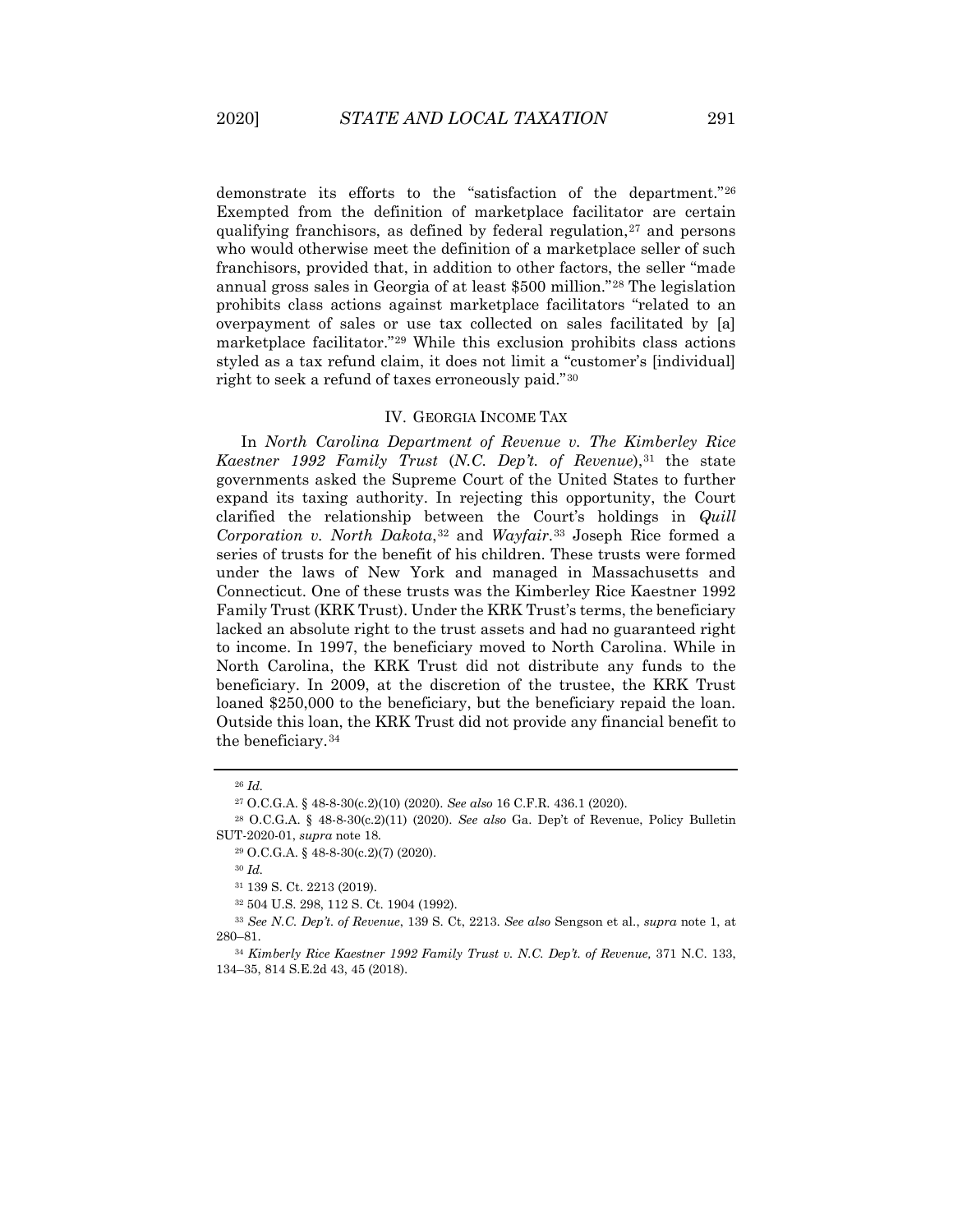demonstrate its efforts to the "satisfaction of the department."[26] Exempted from the definition of marketplace facilitator are certain qualifying franchisors, as defined by federal regulation,[27] and persons who would otherwise meet the definition of a marketplace seller of such franchisors, provided that, in addition to other factors, the seller "made annual gross sales in Georgia of at least $500 million."[28] The legislation prohibits class actions against marketplace facilitators "related to an overpayment of sales or use tax collected on sales facilitated by [a] marketplace facilitator."[29] While this exclusion prohibits class actions styled as a tax refund claim, it does not limit a "customer's [individual] right to seek a refund of taxes erroneously paid."[30]

## IV. GEORGIA INCOME TAX

In *North Carolina Department of Revenue v. The Kimberley Rice Kaestner 1992 Family Trust* (*N.C. Dep't. of Revenue*),[31] the state governments asked the Supreme Court of the United States to further expand its taxing authority. In rejecting this opportunity, the Court clarified the relationship between the Court's holdings in *Quill Corporation v. North Dakota*,[32] and *Wayfair*.[33] Joseph Rice formed a series of trusts for the benefit of his children. These trusts were formed under the laws of New York and managed in Massachusetts and Connecticut. One of these trusts was the Kimberley Rice Kaestner 1992 Family Trust (KRK Trust). Under the KRK Trust's terms, the beneficiary lacked an absolute right to the trust assets and had no guaranteed right to income. In 1997, the beneficiary moved to North Carolina. While in North Carolina, the KRK Trust did not distribute any funds to the beneficiary. In 2009, at the discretion of the trustee, the KRK Trust loaned $250,000 to the beneficiary, but the beneficiary repaid the loan. Outside this loan, the KRK Trust did not provide any financial benefit to the beneficiary.[34]

---

[26] *Id.*

[27] O.C.G.A. § 48-8-30(c.2)(10) (2020). *See also* 16 C.F.R. 436.1 (2020).

[28] O.C.G.A. § 48-8-30(c.2)(11) (2020). *See also* Ga. Dep't of Revenue, Policy Bulletin SUT-2020-01, *supra* note 18.

[29] O.C.G.A. § 48-8-30(c.2)(7) (2020).

[30] *Id.*

[31] 139 S. Ct. 2213 (2019).

[32] 504 U.S. 298, 112 S. Ct. 1904 (1992).

[33] *See N.C. Dep't. of Revenue*, 139 S. Ct, 2213. *See also* Sengson et al., *supra* note 1, at 280–81.

[34] *Kimberly Rice Kaestner 1992 Family Trust v. N.C. Dep't. of Revenue,* 371 N.C. 133, 134–35, 814 S.E.2d 43, 45 (2018).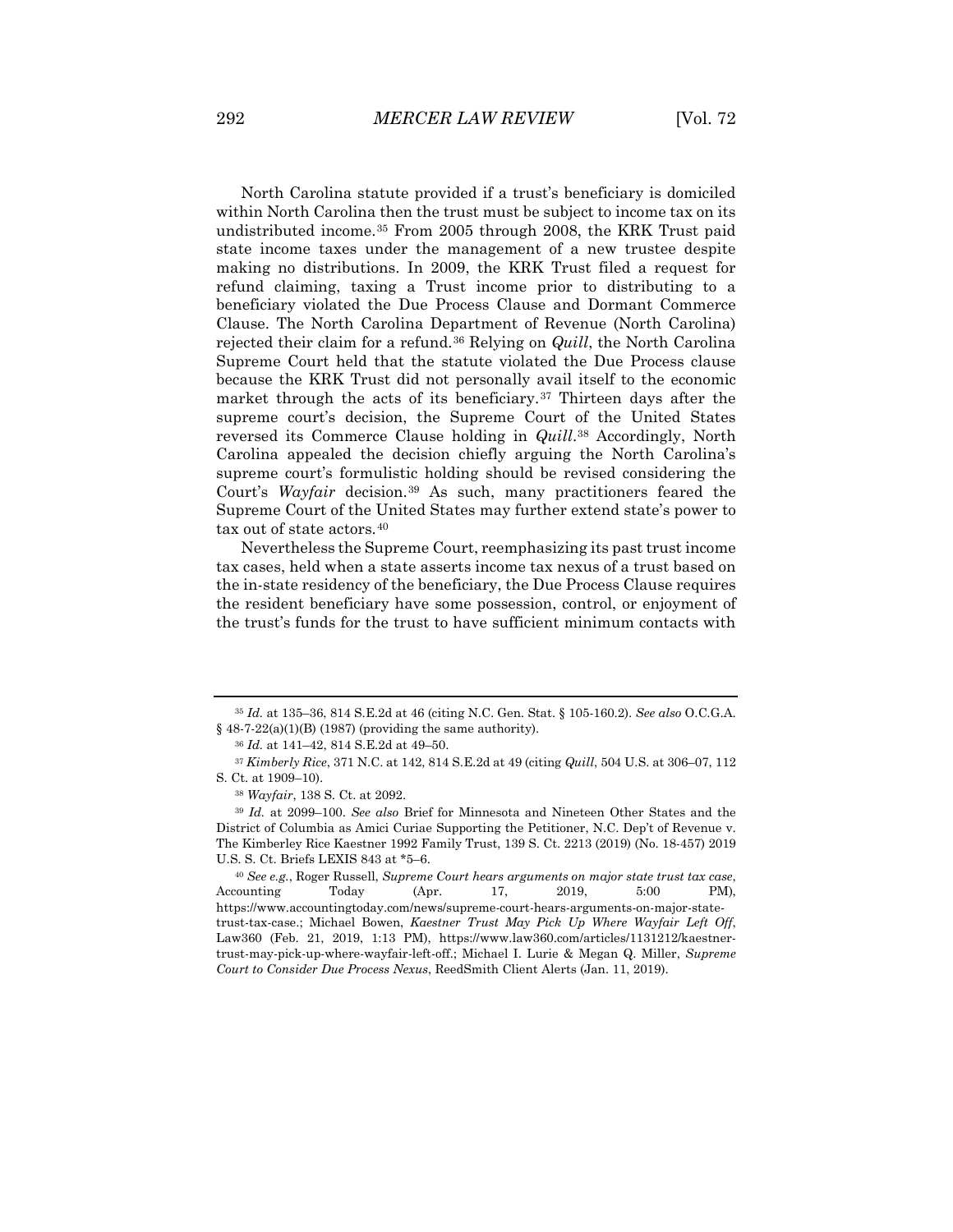North Carolina statute provided if a trust's beneficiary is domiciled within North Carolina then the trust must be subject to income tax on its undistributed income.[35] From 2005 through 2008, the KRK Trust paid state income taxes under the management of a new trustee despite making no distributions. In 2009, the KRK Trust filed a request for refund claiming, taxing a Trust income prior to distributing to a beneficiary violated the Due Process Clause and Dormant Commerce Clause. The North Carolina Department of Revenue (North Carolina) rejected their claim for a refund.[36] Relying on *Quill*, the North Carolina Supreme Court held that the statute violated the Due Process clause because the KRK Trust did not personally avail itself to the economic market through the acts of its beneficiary.[37] Thirteen days after the supreme court's decision, the Supreme Court of the United States reversed its Commerce Clause holding in *Quill*.[38] Accordingly, North Carolina appealed the decision chiefly arguing the North Carolina's supreme court's formulistic holding should be revised considering the Court's *Wayfair* decision.[39] As such, many practitioners feared the Supreme Court of the United States may further extend state's power to tax out of state actors.[40]

Nevertheless the Supreme Court, reemphasizing its past trust income tax cases, held when a state asserts income tax nexus of a trust based on the in-state residency of the beneficiary, the Due Process Clause requires the resident beneficiary have some possession, control, or enjoyment of the trust's funds for the trust to have sufficient minimum contacts with

---

[35] *Id.* at 135–36, 814 S.E.2d at 46 (citing N.C. Gen. Stat. § 105-160.2). *See also* O.C.G.A. § 48-7-22(a)(1)(B) (1987) (providing the same authority).

[36] *Id.* at 141–42, 814 S.E.2d at 49–50.

[37] *Kimberly Rice*, 371 N.C. at 142, 814 S.E.2d at 49 (citing *Quill*, 504 U.S. at 306–07, 112 S. Ct. at 1909–10).

[38] *Wayfair*, 138 S. Ct. at 2092.

[39] *Id.* at 2099–100. *See also* Brief for Minnesota and Nineteen Other States and the District of Columbia as Amici Curiae Supporting the Petitioner, N.C. Dep't of Revenue v. The Kimberley Rice Kaestner 1992 Family Trust, 139 S. Ct. 2213 (2019) (No. 18-457) 2019 U.S. S. Ct. Briefs LEXIS 843 at *5–6.

[40] *See e.g.*, Roger Russell, *Supreme Court hears arguments on major state trust tax case*, Accounting Today (Apr. 17, 2019, 5:00 PM), https://www.accountingtoday.com/news/supreme-court-hears-arguments-on-major-state-trust-tax-case.; Michael Bowen, *Kaestner Trust May Pick Up Where Wayfair Left Off*, Law360 (Feb. 21, 2019, 1:13 PM), https://www.law360.com/articles/1131212/kaestner-trust-may-pick-up-where-wayfair-left-off.; Michael I. Lurie & Megan Q. Miller, *Supreme Court to Consider Due Process Nexus*, ReedSmith Client Alerts (Jan. 11, 2019).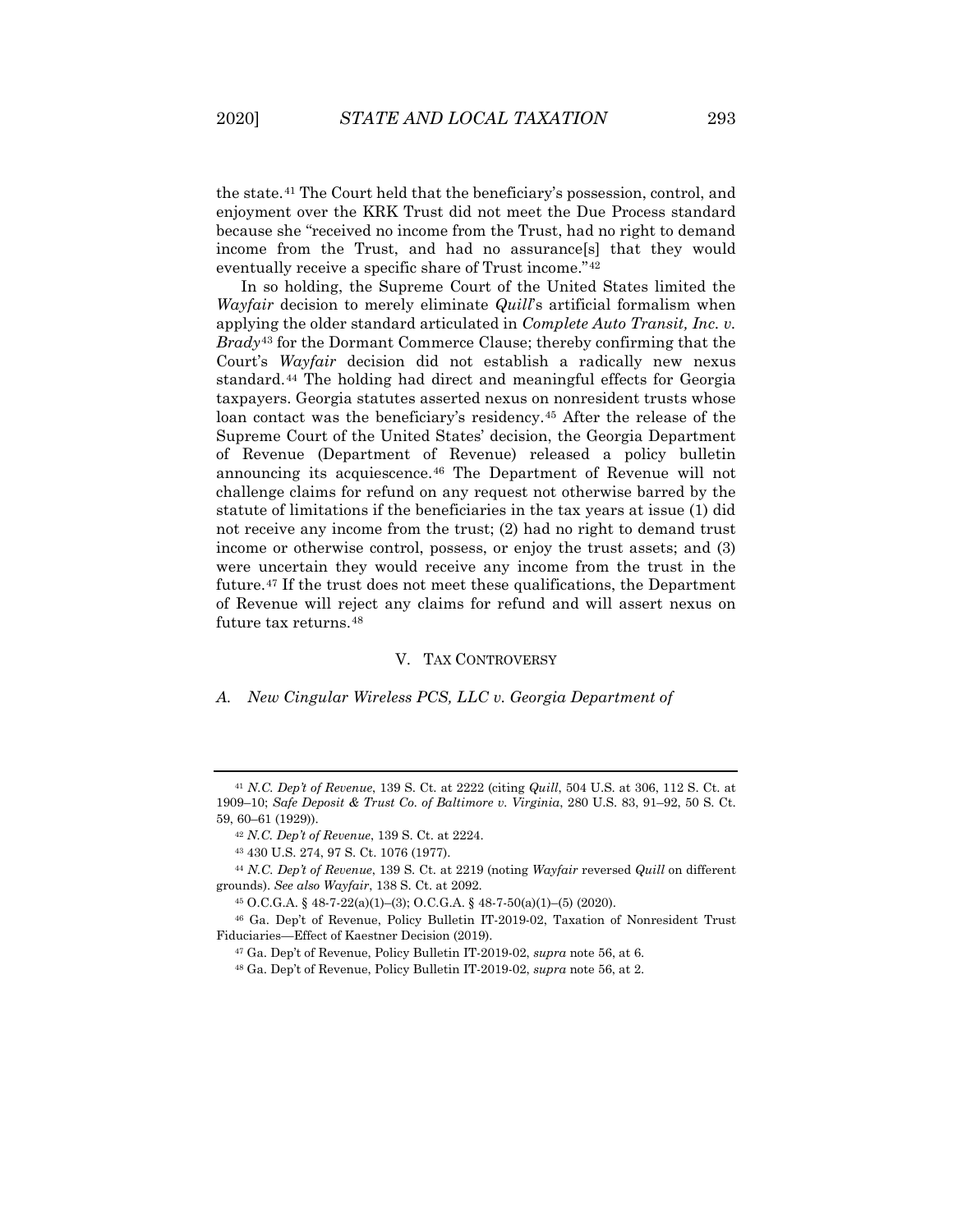the state.[41] The Court held that the beneficiary's possession, control, and enjoyment over the KRK Trust did not meet the Due Process standard because she "received no income from the Trust, had no right to demand income from the Trust, and had no assurance[s] that they would eventually receive a specific share of Trust income."[42]

In so holding, the Supreme Court of the United States limited the *Wayfair* decision to merely eliminate *Quill*'s artificial formalism when applying the older standard articulated in *Complete Auto Transit, Inc. v. Brady*[43] for the Dormant Commerce Clause; thereby confirming that the Court's *Wayfair* decision did not establish a radically new nexus standard.[44] The holding had direct and meaningful effects for Georgia taxpayers. Georgia statutes asserted nexus on nonresident trusts whose loan contact was the beneficiary's residency.[45] After the release of the Supreme Court of the United States' decision, the Georgia Department of Revenue (Department of Revenue) released a policy bulletin announcing its acquiescence.[46] The Department of Revenue will not challenge claims for refund on any request not otherwise barred by the statute of limitations if the beneficiaries in the tax years at issue (1) did not receive any income from the trust; (2) had no right to demand trust income or otherwise control, possess, or enjoy the trust assets; and (3) were uncertain they would receive any income from the trust in the future.[47] If the trust does not meet these qualifications, the Department of Revenue will reject any claims for refund and will assert nexus on future tax returns.[48]

## V. Tax Controversy

### A. *New Cingular Wireless PCS, LLC v. Georgia Department of*

---

[41] *N.C. Dep't of Revenue*, 139 S. Ct. at 2222 (citing *Quill*, 504 U.S. at 306, 112 S. Ct. at 1909–10; *Safe Deposit & Trust Co. of Baltimore v. Virginia*, 280 U.S. 83, 91–92, 50 S. Ct. 59, 60–61 (1929)).

[42] *N.C. Dep't of Revenue*, 139 S. Ct. at 2224.

[43] 430 U.S. 274, 97 S. Ct. 1076 (1977).

[44] *N.C. Dep't of Revenue*, 139 S. Ct. at 2219 (noting *Wayfair* reversed *Quill* on different grounds). *See also Wayfair*, 138 S. Ct. at 2092.

[45] O.C.G.A. § 48-7-22(a)(1)–(3); O.C.G.A. § 48-7-50(a)(1)–(5) (2020).

[46] Ga. Dep't of Revenue, Policy Bulletin IT-2019-02, Taxation of Nonresident Trust Fiduciaries—Effect of Kaestner Decision (2019).

[47] Ga. Dep't of Revenue, Policy Bulletin IT-2019-02, *supra* note 56, at 6.

[48] Ga. Dep't of Revenue, Policy Bulletin IT-2019-02, *supra* note 56, at 2.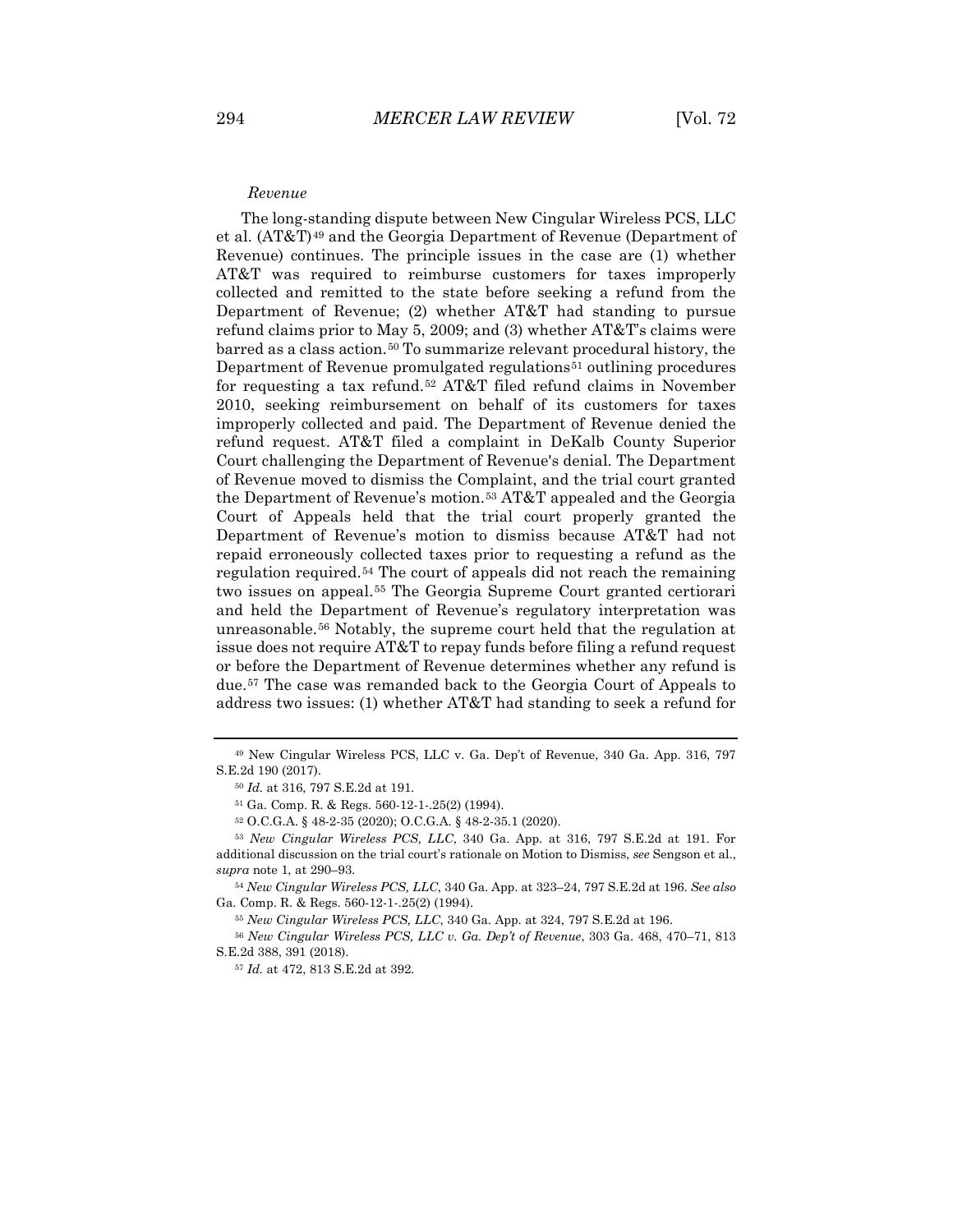*Revenue*

The long-standing dispute between New Cingular Wireless PCS, LLC et al. (AT&T)[49] and the Georgia Department of Revenue (Department of Revenue) continues. The principle issues in the case are (1) whether AT&T was required to reimburse customers for taxes improperly collected and remitted to the state before seeking a refund from the Department of Revenue; (2) whether AT&T had standing to pursue refund claims prior to May 5, 2009; and (3) whether AT&T's claims were barred as a class action.[50] To summarize relevant procedural history, the Department of Revenue promulgated regulations[51] outlining procedures for requesting a tax refund.[52] AT&T filed refund claims in November 2010, seeking reimbursement on behalf of its customers for taxes improperly collected and paid. The Department of Revenue denied the refund request. AT&T filed a complaint in DeKalb County Superior Court challenging the Department of Revenue's denial. The Department of Revenue moved to dismiss the Complaint, and the trial court granted the Department of Revenue's motion.[53] AT&T appealed and the Georgia Court of Appeals held that the trial court properly granted the Department of Revenue's motion to dismiss because AT&T had not repaid erroneously collected taxes prior to requesting a refund as the regulation required.[54] The court of appeals did not reach the remaining two issues on appeal.[55] The Georgia Supreme Court granted certiorari and held the Department of Revenue's regulatory interpretation was unreasonable.[56] Notably, the supreme court held that the regulation at issue does not require AT&T to repay funds before filing a refund request or before the Department of Revenue determines whether any refund is due.[57] The case was remanded back to the Georgia Court of Appeals to address two issues: (1) whether AT&T had standing to seek a refund for

---

[49] New Cingular Wireless PCS, LLC v. Ga. Dep't of Revenue, 340 Ga. App. 316, 797 S.E.2d 190 (2017).

[50] *Id.* at 316, 797 S.E.2d at 191.

[51] Ga. Comp. R. & Regs. 560-12-1-.25(2) (1994).

[52] O.C.G.A. § 48-2-35 (2020); O.C.G.A. § 48-2-35.1 (2020).

[53] *New Cingular Wireless PCS, LLC*, 340 Ga. App. at 316, 797 S.E.2d at 191. For additional discussion on the trial court's rationale on Motion to Dismiss, *see* Sengson et al., *supra* note 1, at 290–93.

[54] *New Cingular Wireless PCS, LLC*, 340 Ga. App. at 323–24, 797 S.E.2d at 196. *See also* Ga. Comp. R. & Regs. 560-12-1-.25(2) (1994).

[55] *New Cingular Wireless PCS, LLC*, 340 Ga. App. at 324, 797 S.E.2d at 196.

[56] *New Cingular Wireless PCS, LLC v. Ga. Dep't of Revenue*, 303 Ga. 468, 470–71, 813 S.E.2d 388, 391 (2018).

[57] *Id.* at 472, 813 S.E.2d at 392.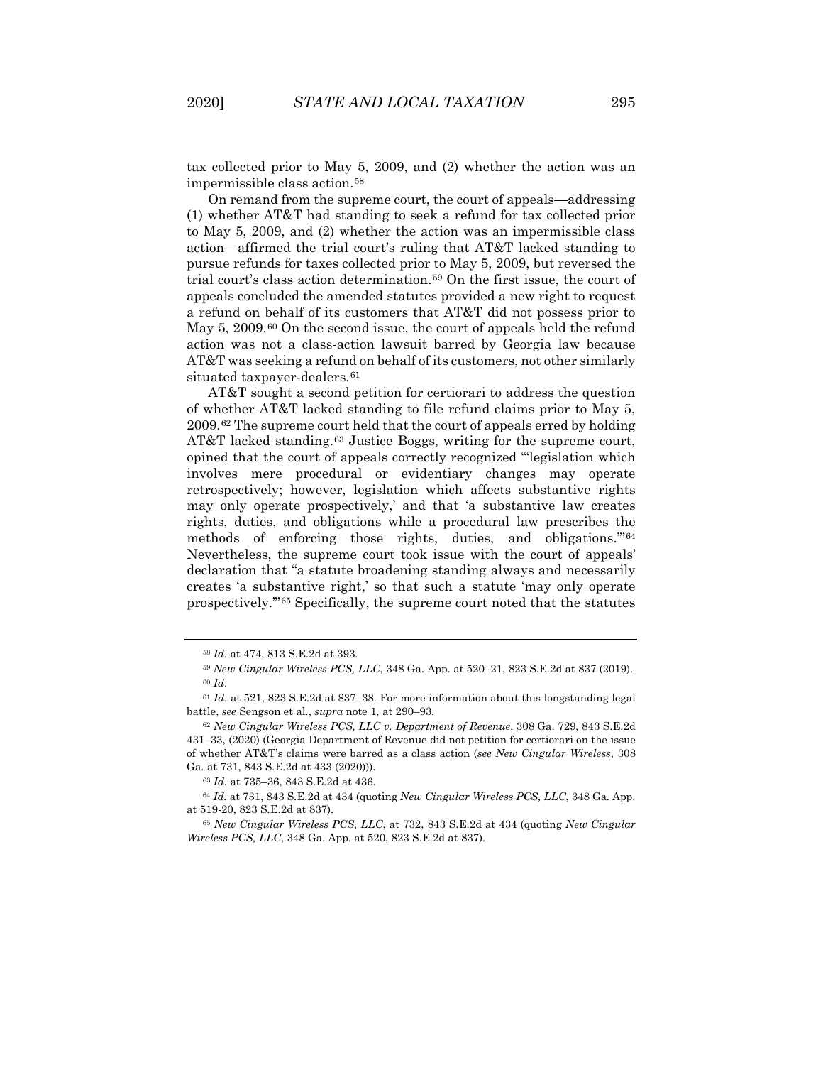tax collected prior to May 5, 2009, and (2) whether the action was an impermissible class action.[58]

On remand from the supreme court, the court of appeals—addressing (1) whether AT&T had standing to seek a refund for tax collected prior to May 5, 2009, and (2) whether the action was an impermissible class action—affirmed the trial court's ruling that AT&T lacked standing to pursue refunds for taxes collected prior to May 5, 2009, but reversed the trial court's class action determination.[59] On the first issue, the court of appeals concluded the amended statutes provided a new right to request a refund on behalf of its customers that AT&T did not possess prior to May 5, 2009.[60] On the second issue, the court of appeals held the refund action was not a class-action lawsuit barred by Georgia law because AT&T was seeking a refund on behalf of its customers, not other similarly situated taxpayer-dealers.[61]

AT&T sought a second petition for certiorari to address the question of whether AT&T lacked standing to file refund claims prior to May 5, 2009.[62] The supreme court held that the court of appeals erred by holding AT&T lacked standing.[63] Justice Boggs, writing for the supreme court, opined that the court of appeals correctly recognized "'legislation which involves mere procedural or evidentiary changes may operate retrospectively; however, legislation which affects substantive rights may only operate prospectively,' and that 'a substantive law creates rights, duties, and obligations while a procedural law prescribes the methods of enforcing those rights, duties, and obligations.'"[64] Nevertheless, the supreme court took issue with the court of appeals' declaration that "a statute broadening standing always and necessarily creates 'a substantive right,' so that such a statute 'may only operate prospectively.'"[65] Specifically, the supreme court noted that the statutes

---

[58] *Id.* at 474, 813 S.E.2d at 393.

[59] *New Cingular Wireless PCS, LLC*, 348 Ga. App. at 520–21, 823 S.E.2d at 837 (2019).

[60] *Id*.

[61] *Id.* at 521, 823 S.E.2d at 837–38. For more information about this longstanding legal battle, *see* Sengson et al., *supra* note 1, at 290–93.

[62] *New Cingular Wireless PCS, LLC v. Department of Revenue*, 308 Ga. 729, 843 S.E.2d 431–33, (2020) (Georgia Department of Revenue did not petition for certiorari on the issue of whether AT&T's claims were barred as a class action (*see New Cingular Wireless*, 308 Ga. at 731, 843 S.E.2d at 433 (2020))).

[63] *Id.* at 735–36, 843 S.E.2d at 436.

[64] *Id.* at 731, 843 S.E.2d at 434 (quoting *New Cingular Wireless PCS, LLC*, 348 Ga. App. at 519-20, 823 S.E.2d at 837).

[65] *New Cingular Wireless PCS, LLC*, at 732, 843 S.E.2d at 434 (quoting *New Cingular Wireless PCS, LLC*, 348 Ga. App. at 520, 823 S.E.2d at 837).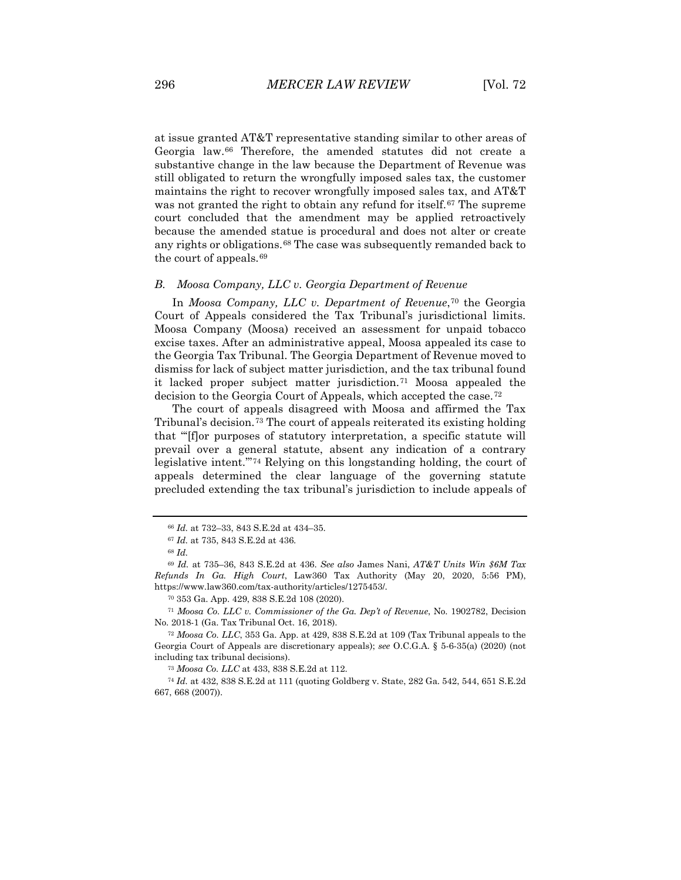at issue granted AT&T representative standing similar to other areas of Georgia law.[66] Therefore, the amended statutes did not create a substantive change in the law because the Department of Revenue was still obligated to return the wrongfully imposed sales tax, the customer maintains the right to recover wrongfully imposed sales tax, and AT&T was not granted the right to obtain any refund for itself.[67] The supreme court concluded that the amendment may be applied retroactively because the amended statue is procedural and does not alter or create any rights or obligations.[68] The case was subsequently remanded back to the court of appeals.[69]

### B. *Moosa Company, LLC v. Georgia Department of Revenue*

In *Moosa Company, LLC v. Department of Revenue*,[70] the Georgia Court of Appeals considered the Tax Tribunal's jurisdictional limits. Moosa Company (Moosa) received an assessment for unpaid tobacco excise taxes. After an administrative appeal, Moosa appealed its case to the Georgia Tax Tribunal. The Georgia Department of Revenue moved to dismiss for lack of subject matter jurisdiction, and the tax tribunal found it lacked proper subject matter jurisdiction.[71] Moosa appealed the decision to the Georgia Court of Appeals, which accepted the case.[72]

The court of appeals disagreed with Moosa and affirmed the Tax Tribunal's decision.[73] The court of appeals reiterated its existing holding that "'[f]or purposes of statutory interpretation, a specific statute will prevail over a general statute, absent any indication of a contrary legislative intent.'"[74] Relying on this longstanding holding, the court of appeals determined the clear language of the governing statute precluded extending the tax tribunal's jurisdiction to include appeals of

---

[66] *Id.* at 732–33, 843 S.E.2d at 434–35.

[67] *Id.* at 735, 843 S.E.2d at 436.

[68] *Id.*

[69] *Id.* at 735–36, 843 S.E.2d at 436. *See also* James Nani, *AT&T Units Win $6M Tax Refunds In Ga. High Court*, Law360 Tax Authority (May 20, 2020, 5:56 PM), https://www.law360.com/tax-authority/articles/1275453/.

[70] 353 Ga. App. 429, 838 S.E.2d 108 (2020).

[71] *Moosa Co. LLC v. Commissioner of the Ga. Dep't of Revenue*, No. 1902782, Decision No. 2018-1 (Ga. Tax Tribunal Oct. 16, 2018).

[72] *Moosa Co. LLC*, 353 Ga. App. at 429, 838 S.E.2d at 109 (Tax Tribunal appeals to the Georgia Court of Appeals are discretionary appeals); *see* O.C.G.A. § 5-6-35(a) (2020) (not including tax tribunal decisions).

[73] *Moosa Co. LLC* at 433, 838 S.E.2d at 112.

[74] *Id.* at 432, 838 S.E.2d at 111 (quoting Goldberg v. State, 282 Ga. 542, 544, 651 S.E.2d 667, 668 (2007)).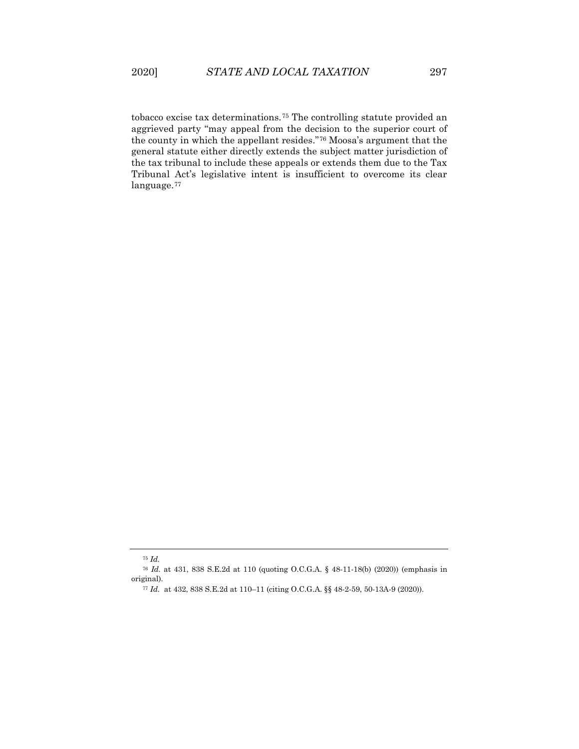tobacco excise tax determinations.[75] The controlling statute provided an aggrieved party "may appeal from the decision to the superior court of the county in which the appellant resides."[76] Moosa's argument that the general statute either directly extends the subject matter jurisdiction of the tax tribunal to include these appeals or extends them due to the Tax Tribunal Act's legislative intent is insufficient to overcome its clear language.[77]

---

[75] *Id.*

[76] *Id.* at 431, 838 S.E.2d at 110 (quoting O.C.G.A. § 48-11-18(b) (2020)) (emphasis in original).

[77] *Id.* at 432, 838 S.E.2d at 110–11 (citing O.C.G.A. §§ 48-2-59, 50-13A-9 (2020)).